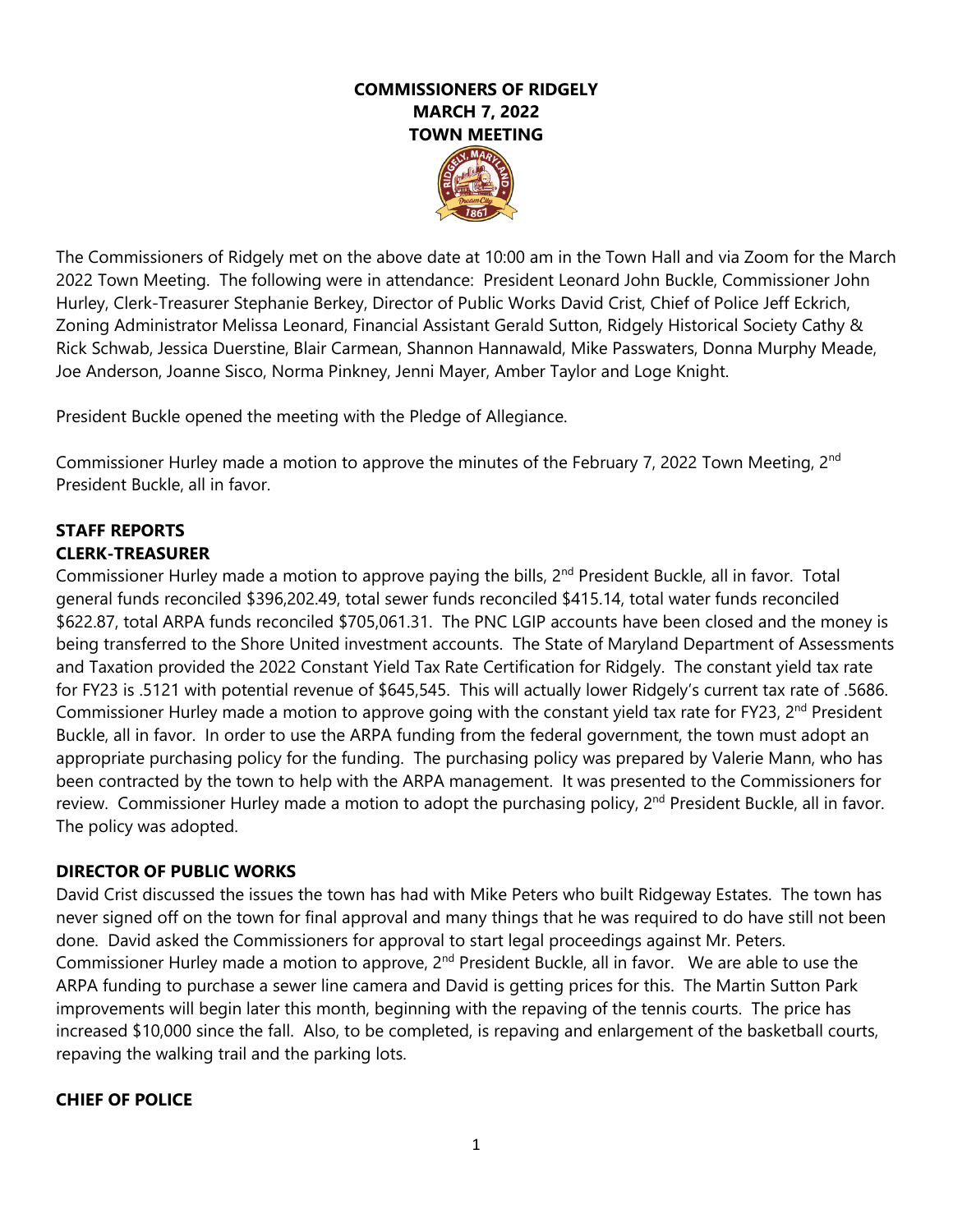**COMMISSIONERS OF RIDGELY**
**MARCH 7, 2022**
**TOWN MEETING**

The Commissioners of Ridgely met on the above date at 10:00 am in the Town Hall and via Zoom for the March 2022 Town Meeting. The following were in attendance: President Leonard John Buckle, Commissioner John Hurley, Clerk-Treasurer Stephanie Berkey, Director of Public Works David Crist, Chief of Police Jeff Eckrich, Zoning Administrator Melissa Leonard, Financial Assistant Gerald Sutton, Ridgely Historical Society Cathy & Rick Schwab, Jessica Duerstine, Blair Carmean, Shannon Hannawald, Mike Passwaters, Donna Murphy Meade, Joe Anderson, Joanne Sisco, Norma Pinkney, Jenni Mayer, Amber Taylor and Loge Knight.

President Buckle opened the meeting with the Pledge of Allegiance.

Commissioner Hurley made a motion to approve the minutes of the February 7, 2022 Town Meeting, 2nd President Buckle, all in favor.

## STAFF REPORTS

### CLERK-TREASURER

Commissioner Hurley made a motion to approve paying the bills, 2nd President Buckle, all in favor. Total general funds reconciled $396,202.49, total sewer funds reconciled $415.14, total water funds reconciled $622.87, total ARPA funds reconciled $705,061.31. The PNC LGIP accounts have been closed and the money is being transferred to the Shore United investment accounts. The State of Maryland Department of Assessments and Taxation provided the 2022 Constant Yield Tax Rate Certification for Ridgely. The constant yield tax rate for FY23 is .5121 with potential revenue of $645,545. This will actually lower Ridgely's current tax rate of .5686. Commissioner Hurley made a motion to approve going with the constant yield tax rate for FY23, 2nd President Buckle, all in favor. In order to use the ARPA funding from the federal government, the town must adopt an appropriate purchasing policy for the funding. The purchasing policy was prepared by Valerie Mann, who has been contracted by the town to help with the ARPA management. It was presented to the Commissioners for review. Commissioner Hurley made a motion to adopt the purchasing policy, 2nd President Buckle, all in favor. The policy was adopted.

### DIRECTOR OF PUBLIC WORKS

David Crist discussed the issues the town has had with Mike Peters who built Ridgeway Estates. The town has never signed off on the town for final approval and many things that he was required to do have still not been done. David asked the Commissioners for approval to start legal proceedings against Mr. Peters. Commissioner Hurley made a motion to approve, 2nd President Buckle, all in favor. We are able to use the ARPA funding to purchase a sewer line camera and David is getting prices for this. The Martin Sutton Park improvements will begin later this month, beginning with the repaving of the tennis courts. The price has increased $10,000 since the fall. Also, to be completed, is repaving and enlargement of the basketball courts, repaving the walking trail and the parking lots.

### CHIEF OF POLICE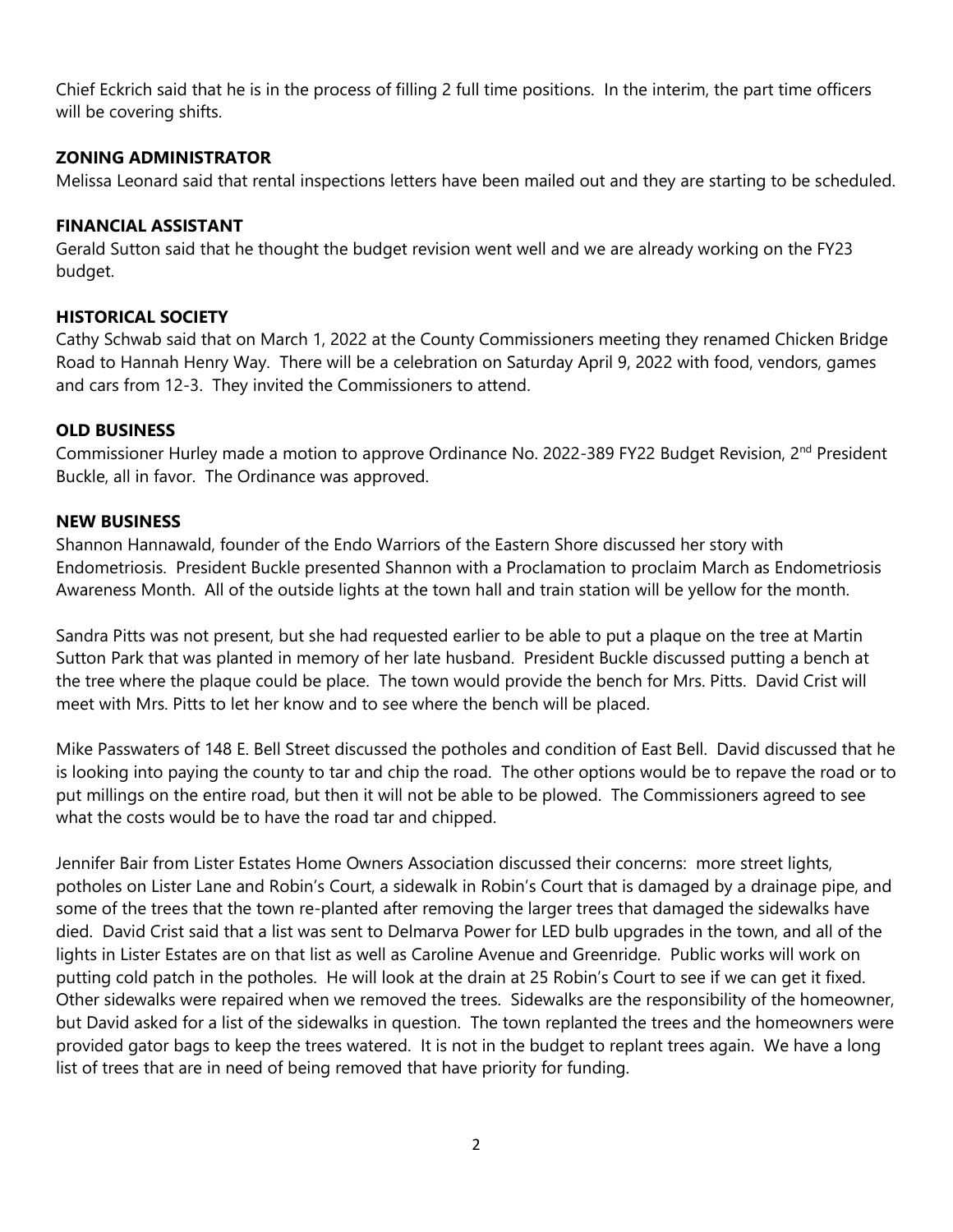Chief Eckrich said that he is in the process of filling 2 full time positions. In the interim, the part time officers will be covering shifts.

**ZONING ADMINISTRATOR**

Melissa Leonard said that rental inspections letters have been mailed out and they are starting to be scheduled.

**FINANCIAL ASSISTANT**

Gerald Sutton said that he thought the budget revision went well and we are already working on the FY23 budget.

**HISTORICAL SOCIETY**

Cathy Schwab said that on March 1, 2022 at the County Commissioners meeting they renamed Chicken Bridge Road to Hannah Henry Way. There will be a celebration on Saturday April 9, 2022 with food, vendors, games and cars from 12-3. They invited the Commissioners to attend.

**OLD BUSINESS**

Commissioner Hurley made a motion to approve Ordinance No. 2022-389 FY22 Budget Revision, 2nd President Buckle, all in favor. The Ordinance was approved.

**NEW BUSINESS**

Shannon Hannawald, founder of the Endo Warriors of the Eastern Shore discussed her story with Endometriosis. President Buckle presented Shannon with a Proclamation to proclaim March as Endometriosis Awareness Month. All of the outside lights at the town hall and train station will be yellow for the month.

Sandra Pitts was not present, but she had requested earlier to be able to put a plaque on the tree at Martin Sutton Park that was planted in memory of her late husband. President Buckle discussed putting a bench at the tree where the plaque could be place. The town would provide the bench for Mrs. Pitts. David Crist will meet with Mrs. Pitts to let her know and to see where the bench will be placed.

Mike Passwaters of 148 E. Bell Street discussed the potholes and condition of East Bell. David discussed that he is looking into paying the county to tar and chip the road. The other options would be to repave the road or to put millings on the entire road, but then it will not be able to be plowed. The Commissioners agreed to see what the costs would be to have the road tar and chipped.

Jennifer Bair from Lister Estates Home Owners Association discussed their concerns: more street lights, potholes on Lister Lane and Robin's Court, a sidewalk in Robin's Court that is damaged by a drainage pipe, and some of the trees that the town re-planted after removing the larger trees that damaged the sidewalks have died. David Crist said that a list was sent to Delmarva Power for LED bulb upgrades in the town, and all of the lights in Lister Estates are on that list as well as Caroline Avenue and Greenridge. Public works will work on putting cold patch in the potholes. He will look at the drain at 25 Robin's Court to see if we can get it fixed. Other sidewalks were repaired when we removed the trees. Sidewalks are the responsibility of the homeowner, but David asked for a list of the sidewalks in question. The town replanted the trees and the homeowners were provided gator bags to keep the trees watered. It is not in the budget to replant trees again. We have a long list of trees that are in need of being removed that have priority for funding.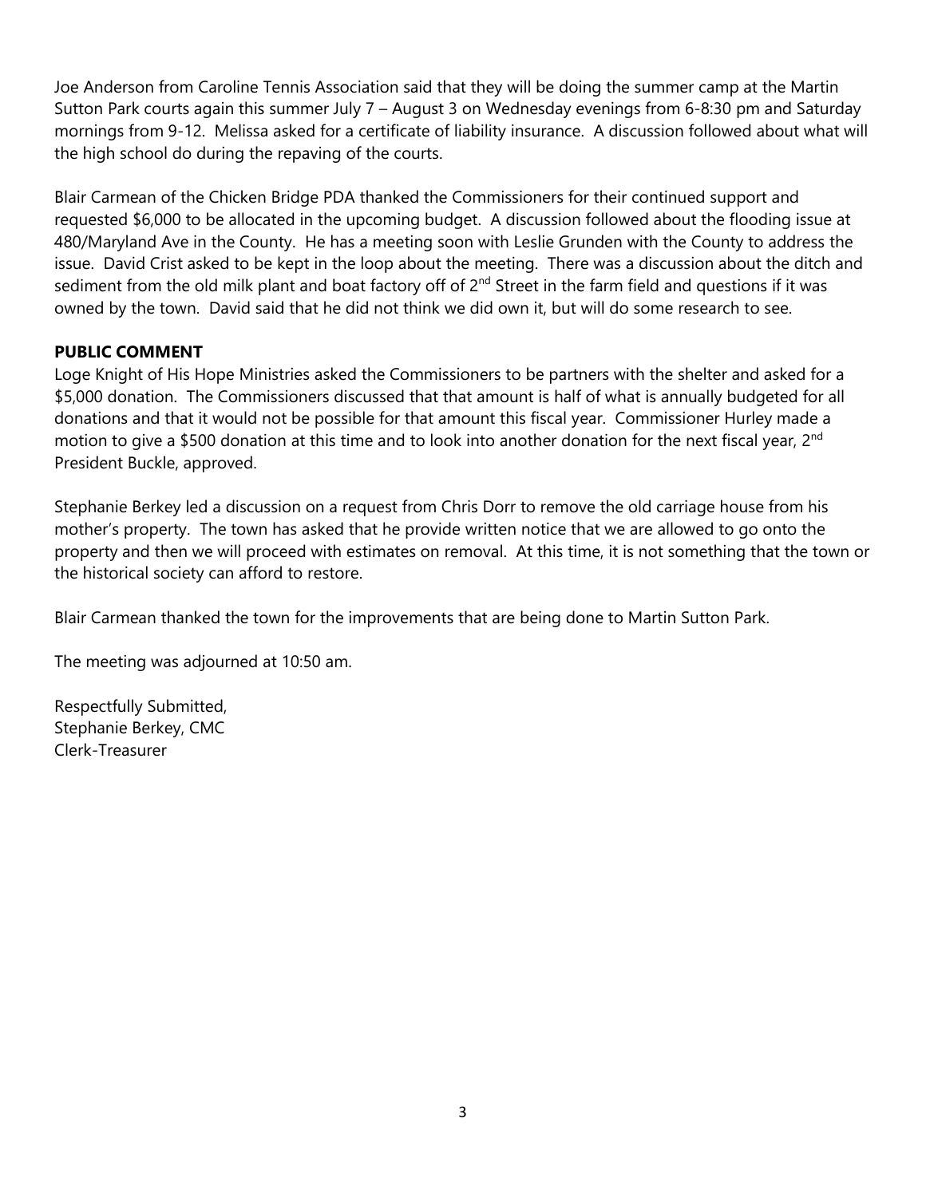Joe Anderson from Caroline Tennis Association said that they will be doing the summer camp at the Martin Sutton Park courts again this summer July 7 – August 3 on Wednesday evenings from 6-8:30 pm and Saturday mornings from 9-12. Melissa asked for a certificate of liability insurance. A discussion followed about what will the high school do during the repaving of the courts.

Blair Carmean of the Chicken Bridge PDA thanked the Commissioners for their continued support and requested $6,000 to be allocated in the upcoming budget. A discussion followed about the flooding issue at 480/Maryland Ave in the County. He has a meeting soon with Leslie Grunden with the County to address the issue. David Crist asked to be kept in the loop about the meeting. There was a discussion about the ditch and sediment from the old milk plant and boat factory off of 2nd Street in the farm field and questions if it was owned by the town. David said that he did not think we did own it, but will do some research to see.

**PUBLIC COMMENT**

Loge Knight of His Hope Ministries asked the Commissioners to be partners with the shelter and asked for a $5,000 donation. The Commissioners discussed that that amount is half of what is annually budgeted for all donations and that it would not be possible for that amount this fiscal year. Commissioner Hurley made a motion to give a $500 donation at this time and to look into another donation for the next fiscal year, 2nd President Buckle, approved.

Stephanie Berkey led a discussion on a request from Chris Dorr to remove the old carriage house from his mother's property. The town has asked that he provide written notice that we are allowed to go onto the property and then we will proceed with estimates on removal. At this time, it is not something that the town or the historical society can afford to restore.

Blair Carmean thanked the town for the improvements that are being done to Martin Sutton Park.

The meeting was adjourned at 10:50 am.

Respectfully Submitted,
Stephanie Berkey, CMC
Clerk-Treasurer